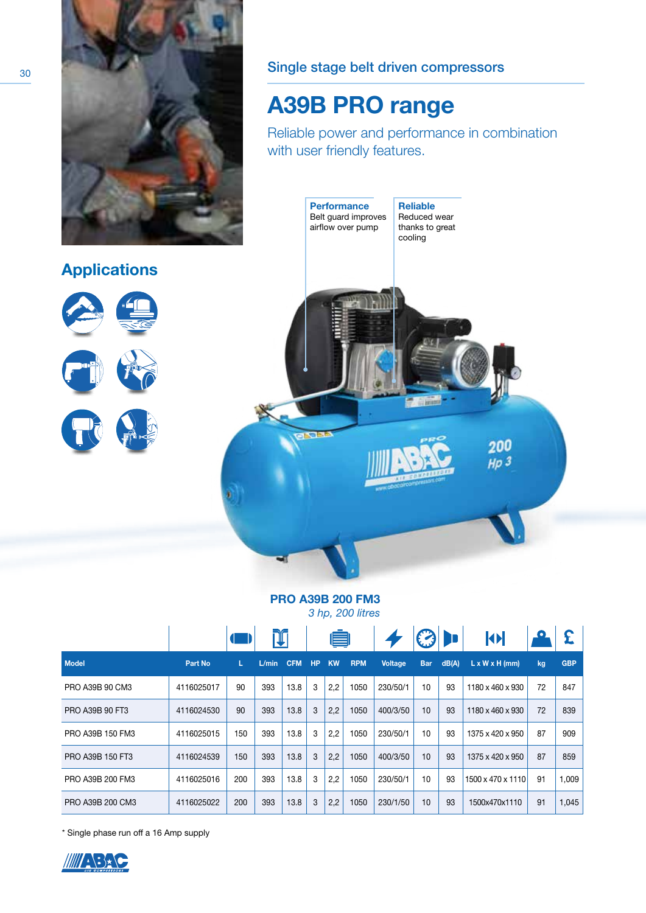## Single stage belt driven compressors

# A39B PRO range

Reliable power and performance in combination with user friendly features.

## Applications

**Performance**
Belt guard improves airflow over pump

**Reliable**
Reduced wear thanks to great cooling

**PRO A39B 200 FM3**
*3 hp, 200 litres*

| Model | Part No | L | L/min | CFM | HP | KW | RPM | Voltage | Bar | dB(A) | L x W x H (mm) | kg | GBP |
|---|---|---|---|---|---|---|---|---|---|---|---|---|---|
| PRO A39B 90 CM3 | 4116025017 | 90 | 393 | 13.8 | 3 | 2,2 | 1050 | 230/50/1 | 10 | 93 | 1180 x 460 x 930 | 72 | 847 |
| PRO A39B 90 FT3 | 4116024530 | 90 | 393 | 13.8 | 3 | 2,2 | 1050 | 400/3/50 | 10 | 93 | 1180 x 460 x 930 | 72 | 839 |
| PRO A39B 150 FM3 | 4116025015 | 150 | 393 | 13.8 | 3 | 2,2 | 1050 | 230/50/1 | 10 | 93 | 1375 x 420 x 950 | 87 | 909 |
| PRO A39B 150 FT3 | 4116024539 | 150 | 393 | 13.8 | 3 | 2,2 | 1050 | 400/3/50 | 10 | 93 | 1375 x 420 x 950 | 87 | 859 |
| PRO A39B 200 FM3 | 4116025016 | 200 | 393 | 13.8 | 3 | 2,2 | 1050 | 230/50/1 | 10 | 93 | 1500 x 470 x 1110 | 91 | 1,009 |
| PRO A39B 200 CM3 | 4116025022 | 200 | 393 | 13.8 | 3 | 2,2 | 1050 | 230/1/50 | 10 | 93 | 1500x470x1110 | 91 | 1,045 |

* Single phase run off a 16 Amp supply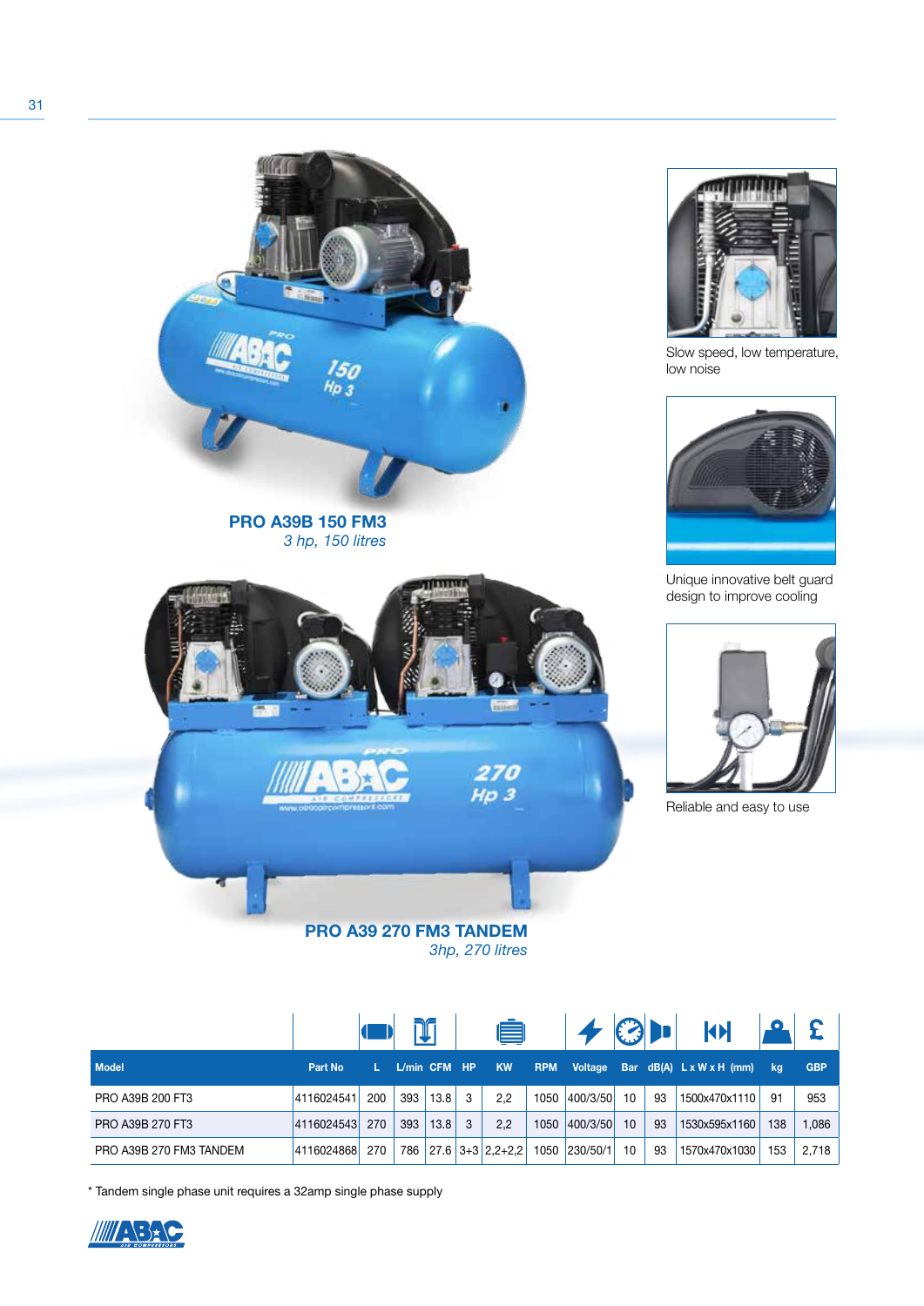**PRO A39B 150 FM3**
*3 hp, 150 litres*

**PRO A39 270 FM3 TANDEM**
*3hp, 270 litres*

Slow speed, low temperature, low noise

Unique innovative belt guard design to improve cooling

Reliable and easy to use

| Model | Part No | L | L/min | CFM | HP | KW | RPM | Voltage | Bar | dB(A) | L x W x H (mm) | kg | GBP |
|---|---|---|---|---|---|---|---|---|---|---|---|---|---|
| PRO A39B 200 FT3 | 4116024541 | 200 | 393 | 13.8 | 3 | 2,2 | 1050 | 400/3/50 | 10 | 93 | 1500x470x1110 | 91 | 953 |
| PRO A39B 270 FT3 | 4116024543 | 270 | 393 | 13.8 | 3 | 2,2 | 1050 | 400/3/50 | 10 | 93 | 1530x595x1160 | 138 | 1,086 |
| PRO A39B 270 FM3 TANDEM | 4116024868 | 270 | 786 | 27.6 | 3+3 | 2,2+2,2 | 1050 | 230/50/1 | 10 | 93 | 1570x470x1030 | 153 | 2,718 |

* Tandem single phase unit requires a 32amp single phase supply